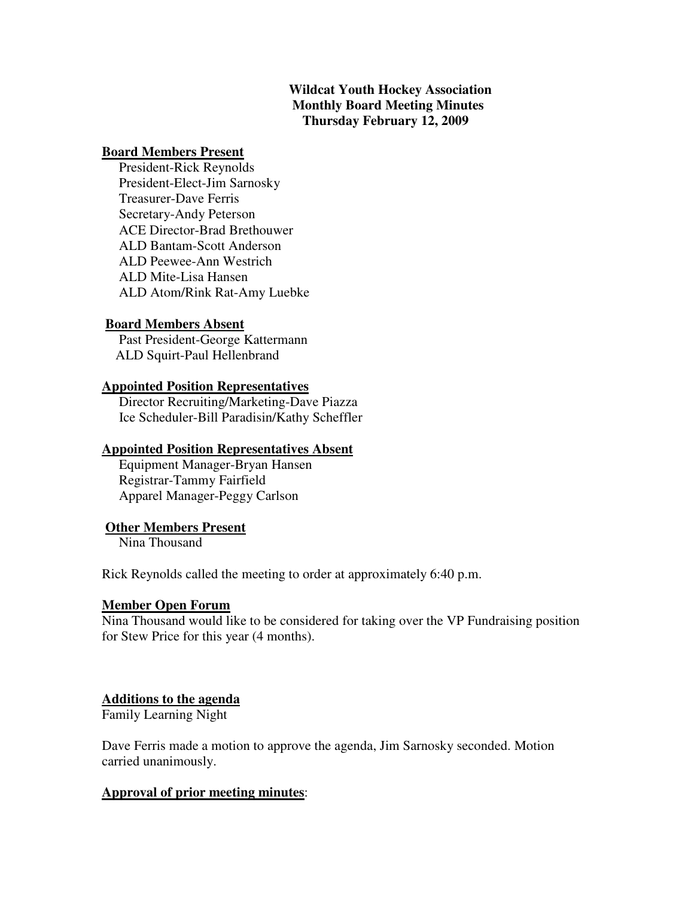**Wildcat Youth Hockey Association**
**Monthly Board Meeting Minutes**
**Thursday February 12, 2009**

**Board Members Present**

President-Rick Reynolds
President-Elect-Jim Sarnosky
Treasurer-Dave Ferris
Secretary-Andy Peterson
ACE Director-Brad Brethouwer
ALD Bantam-Scott Anderson
ALD Peewee-Ann Westrich
ALD Mite-Lisa Hansen
ALD Atom/Rink Rat-Amy Luebke

**Board Members Absent**

Past President-George Kattermann
ALD Squirt-Paul Hellenbrand

**Appointed Position Representatives**

Director Recruiting/Marketing-Dave Piazza
Ice Scheduler-Bill Paradisin/Kathy Scheffler

**Appointed Position Representatives Absent**

Equipment Manager-Bryan Hansen
Registrar-Tammy Fairfield
Apparel Manager-Peggy Carlson

**Other Members Present**

Nina Thousand

Rick Reynolds called the meeting to order at approximately 6:40 p.m.

**Member Open Forum**

Nina Thousand would like to be considered for taking over the VP Fundraising position for Stew Price for this year (4 months).

**Additions to the agenda**

Family Learning Night

Dave Ferris made a motion to approve the agenda, Jim Sarnosky seconded. Motion carried unanimously.

**Approval of prior meeting minutes**: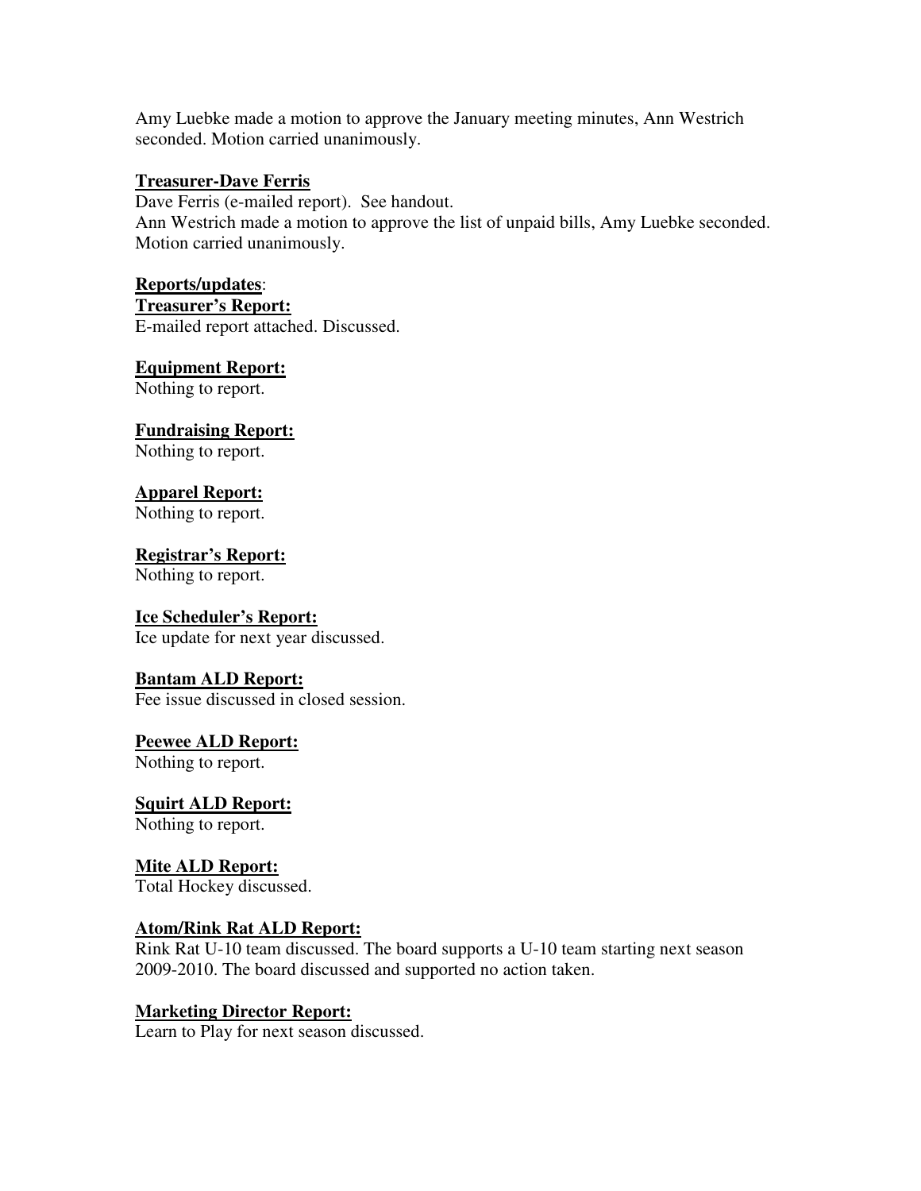Amy Luebke made a motion to approve the January meeting minutes, Ann Westrich seconded. Motion carried unanimously.

**Treasurer-Dave Ferris**

Dave Ferris (e-mailed report). See handout.
Ann Westrich made a motion to approve the list of unpaid bills, Amy Luebke seconded. Motion carried unanimously.

**Reports/updates**:

**Treasurer's Report:**

E-mailed report attached. Discussed.

**Equipment Report:**

Nothing to report.

**Fundraising Report:**

Nothing to report.

**Apparel Report:**

Nothing to report.

**Registrar's Report:**

Nothing to report.

**Ice Scheduler's Report:**

Ice update for next year discussed.

**Bantam ALD Report:**

Fee issue discussed in closed session.

**Peewee ALD Report:**

Nothing to report.

**Squirt ALD Report:**

Nothing to report.

**Mite ALD Report:**

Total Hockey discussed.

**Atom/Rink Rat ALD Report:**

Rink Rat U-10 team discussed. The board supports a U-10 team starting next season 2009-2010. The board discussed and supported no action taken.

**Marketing Director Report:**

Learn to Play for next season discussed.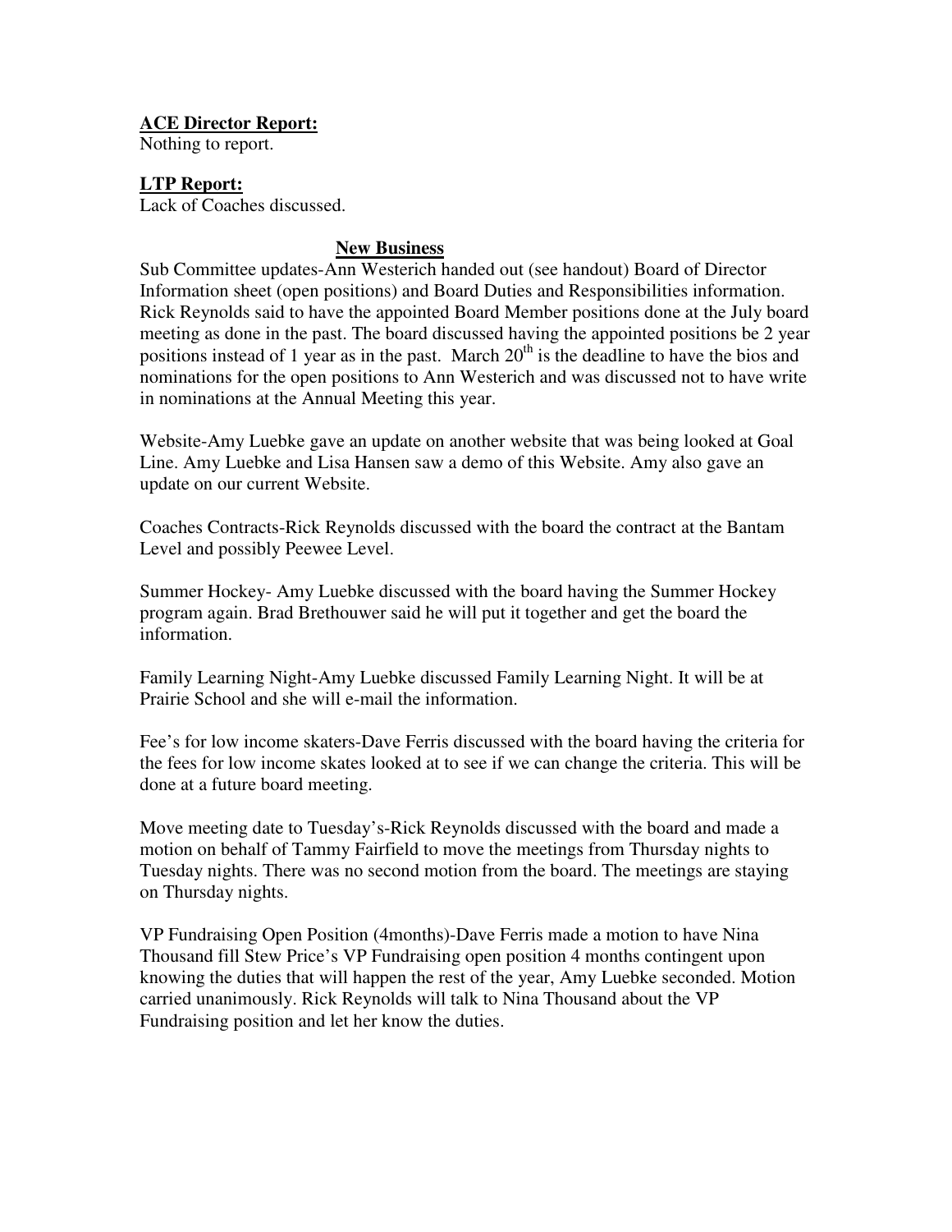**ACE Director Report:**
Nothing to report.

**LTP Report:**
Lack of Coaches discussed.

## **New Business**

Sub Committee updates-Ann Westerich handed out (see handout) Board of Director Information sheet (open positions) and Board Duties and Responsibilities information. Rick Reynolds said to have the appointed Board Member positions done at the July board meeting as done in the past. The board discussed having the appointed positions be 2 year positions instead of 1 year as in the past. March 20th is the deadline to have the bios and nominations for the open positions to Ann Westerich and was discussed not to have write in nominations at the Annual Meeting this year.

Website-Amy Luebke gave an update on another website that was being looked at Goal Line. Amy Luebke and Lisa Hansen saw a demo of this Website. Amy also gave an update on our current Website.

Coaches Contracts-Rick Reynolds discussed with the board the contract at the Bantam Level and possibly Peewee Level.

Summer Hockey- Amy Luebke discussed with the board having the Summer Hockey program again. Brad Brethouwer said he will put it together and get the board the information.

Family Learning Night-Amy Luebke discussed Family Learning Night. It will be at Prairie School and she will e-mail the information.

Fee's for low income skaters-Dave Ferris discussed with the board having the criteria for the fees for low income skates looked at to see if we can change the criteria. This will be done at a future board meeting.

Move meeting date to Tuesday's-Rick Reynolds discussed with the board and made a motion on behalf of Tammy Fairfield to move the meetings from Thursday nights to Tuesday nights. There was no second motion from the board. The meetings are staying on Thursday nights.

VP Fundraising Open Position (4months)-Dave Ferris made a motion to have Nina Thousand fill Stew Price's VP Fundraising open position 4 months contingent upon knowing the duties that will happen the rest of the year, Amy Luebke seconded. Motion carried unanimously. Rick Reynolds will talk to Nina Thousand about the VP Fundraising position and let her know the duties.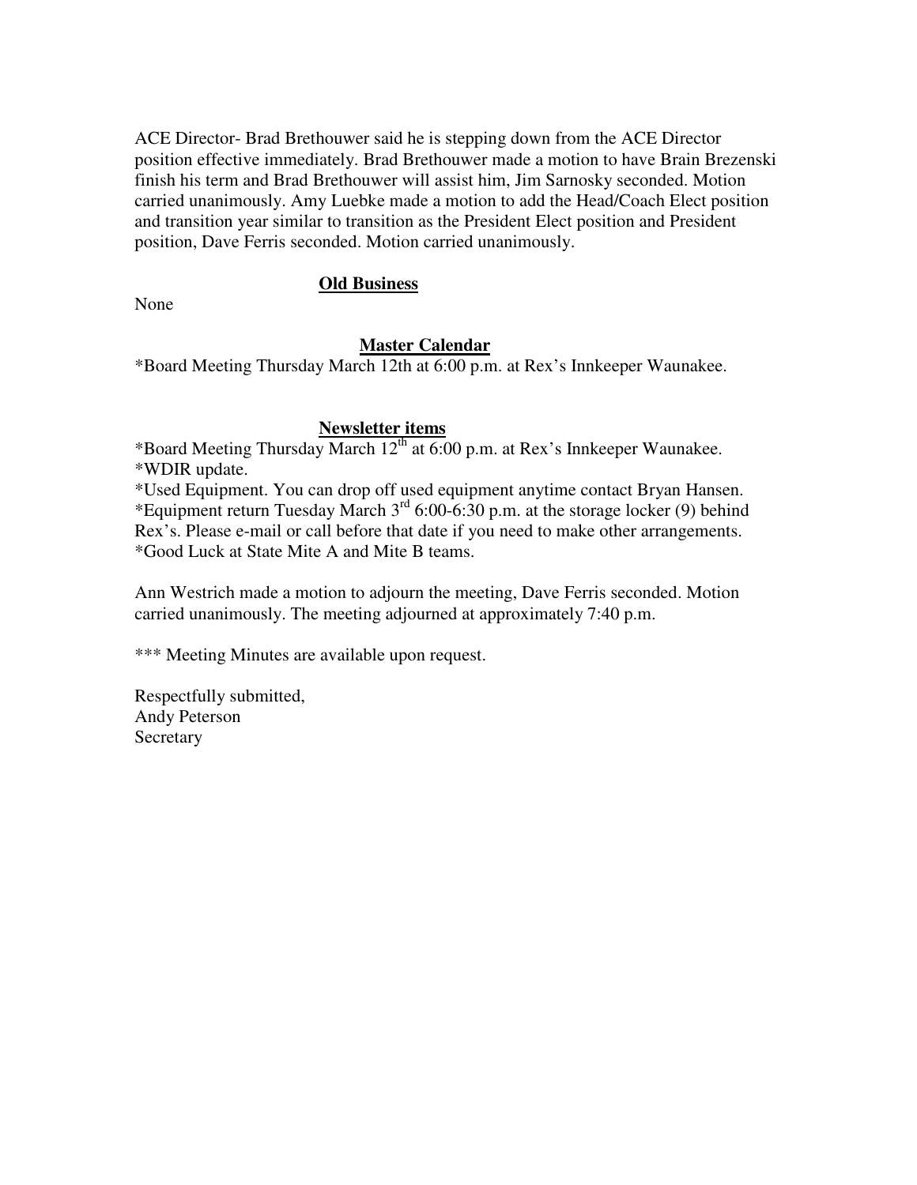ACE Director- Brad Brethouwer said he is stepping down from the ACE Director position effective immediately. Brad Brethouwer made a motion to have Brain Brezenski finish his term and Brad Brethouwer will assist him, Jim Sarnosky seconded. Motion carried unanimously. Amy Luebke made a motion to add the Head/Coach Elect position and transition year similar to transition as the President Elect position and President position, Dave Ferris seconded. Motion carried unanimously.

## Old Business

None

## Master Calendar

*Board Meeting Thursday March 12th at 6:00 p.m. at Rex's Innkeeper Waunakee.

## Newsletter items

*Board Meeting Thursday March 12th at 6:00 p.m. at Rex's Innkeeper Waunakee.
*WDIR update.
*Used Equipment. You can drop off used equipment anytime contact Bryan Hansen.
*Equipment return Tuesday March 3rd 6:00-6:30 p.m. at the storage locker (9) behind Rex's. Please e-mail or call before that date if you need to make other arrangements.
*Good Luck at State Mite A and Mite B teams.

Ann Westrich made a motion to adjourn the meeting, Dave Ferris seconded. Motion carried unanimously. The meeting adjourned at approximately 7:40 p.m.

*** Meeting Minutes are available upon request.

Respectfully submitted,
Andy Peterson
Secretary